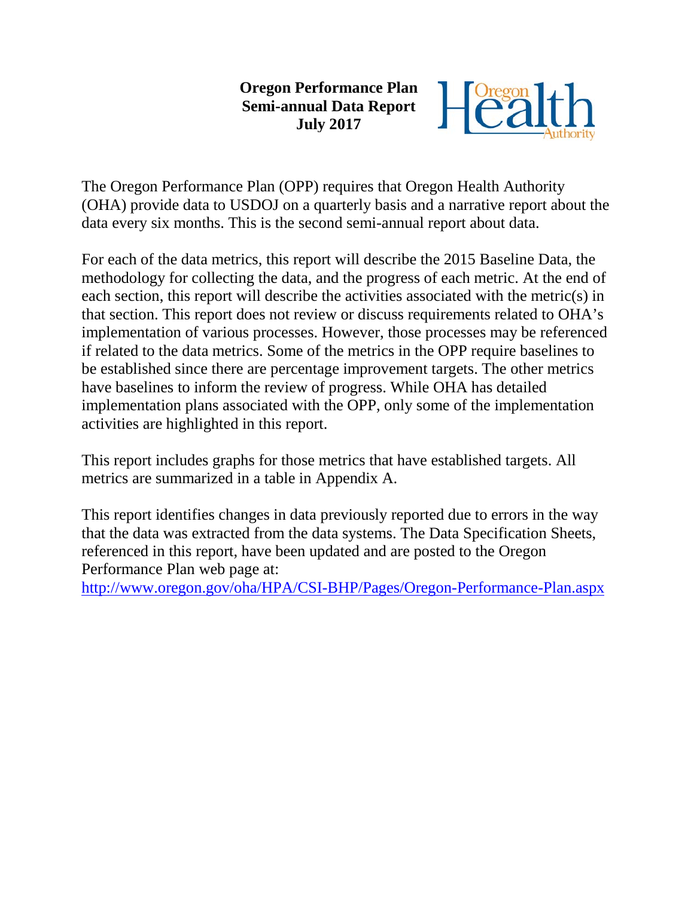**Oregon Performance Plan**
**Semi-annual Data Report**
**July 2017**

The Oregon Performance Plan (OPP) requires that Oregon Health Authority (OHA) provide data to USDOJ on a quarterly basis and a narrative report about the data every six months. This is the second semi-annual report about data.

For each of the data metrics, this report will describe the 2015 Baseline Data, the methodology for collecting the data, and the progress of each metric. At the end of each section, this report will describe the activities associated with the metric(s) in that section. This report does not review or discuss requirements related to OHA's implementation of various processes. However, those processes may be referenced if related to the data metrics. Some of the metrics in the OPP require baselines to be established since there are percentage improvement targets. The other metrics have baselines to inform the review of progress. While OHA has detailed implementation plans associated with the OPP, only some of the implementation activities are highlighted in this report.

This report includes graphs for those metrics that have established targets. All metrics are summarized in a table in Appendix A.

This report identifies changes in data previously reported due to errors in the way that the data was extracted from the data systems. The Data Specification Sheets, referenced in this report, have been updated and are posted to the Oregon Performance Plan web page at:
http://www.oregon.gov/oha/HPA/CSI-BHP/Pages/Oregon-Performance-Plan.aspx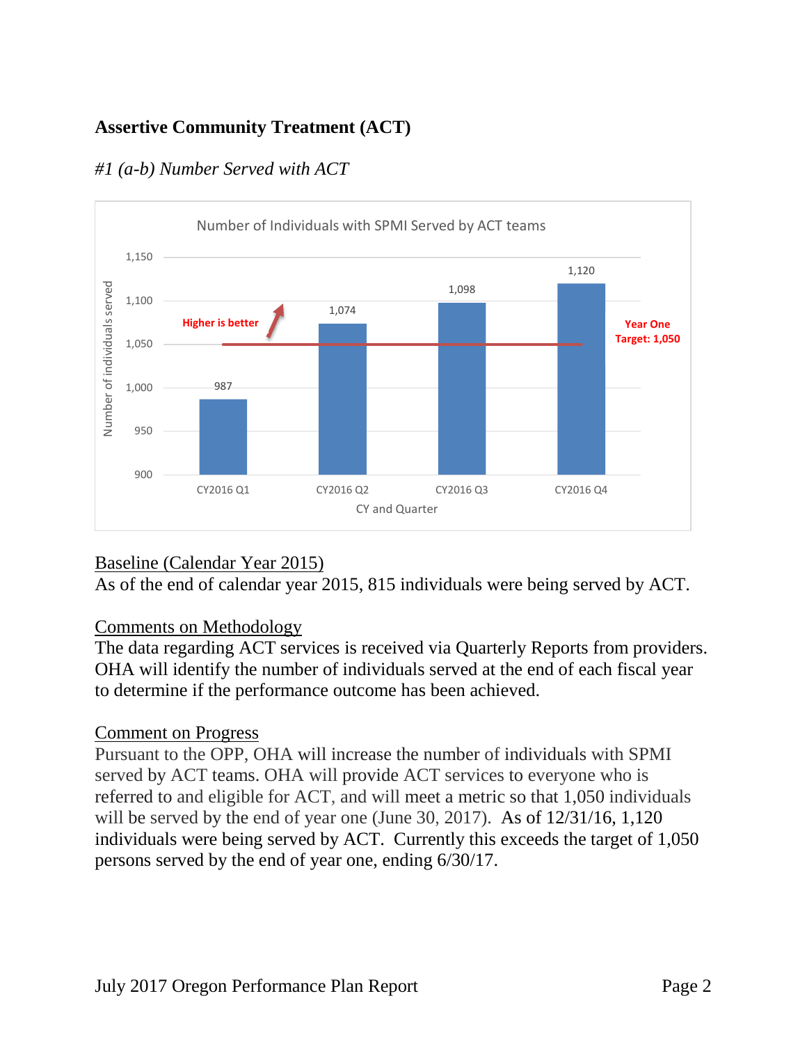## Assertive Community Treatment (ACT)

### *#1 (a-b) Number Served with ACT*

Number of Individuals with SPMI Served by ACT teams

| CY and Quarter | Number of individuals served |
|---|---|
| CY2016 Q1 | 987 |
| CY2016 Q2 | 1,074 |
| CY2016 Q3 | 1,098 |
| CY2016 Q4 | 1,120 |

Higher is better

Year One Target: 1,050

<u>Baseline (Calendar Year 2015)</u>
As of the end of calendar year 2015, 815 individuals were being served by ACT.

<u>Comments on Methodology</u>
The data regarding ACT services is received via Quarterly Reports from providers. OHA will identify the number of individuals served at the end of each fiscal year to determine if the performance outcome has been achieved.

<u>Comment on Progress</u>
Pursuant to the OPP, OHA will increase the number of individuals with SPMI served by ACT teams. OHA will provide ACT services to everyone who is referred to and eligible for ACT, and will meet a metric so that 1,050 individuals will be served by the end of year one (June 30, 2017). As of 12/31/16, 1,120 individuals were being served by ACT. Currently this exceeds the target of 1,050 persons served by the end of year one, ending 6/30/17.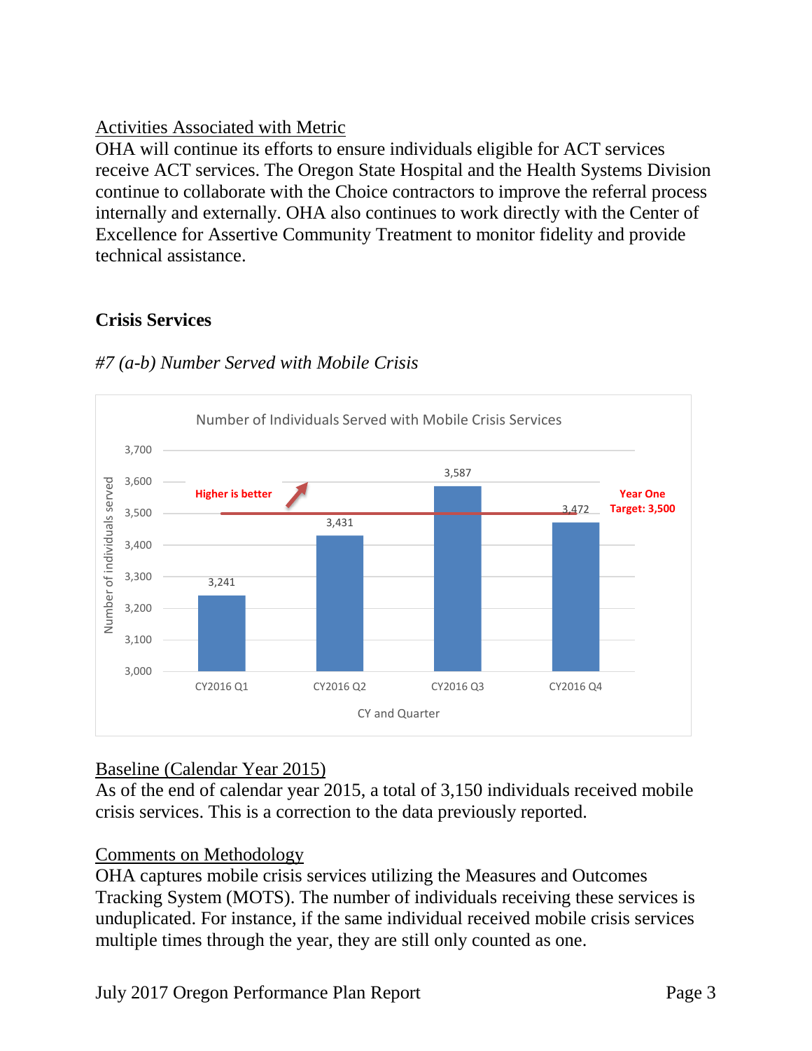<u>Activities Associated with Metric</u>

OHA will continue its efforts to ensure individuals eligible for ACT services receive ACT services. The Oregon State Hospital and the Health Systems Division continue to collaborate with the Choice contractors to improve the referral process internally and externally. OHA also continues to work directly with the Center of Excellence for Assertive Community Treatment to monitor fidelity and provide technical assistance.

## Crisis Services

### *#7 (a-b) Number Served with Mobile Crisis*

Number of Individuals Served with Mobile Crisis Services

| CY and Quarter | Number of individuals served |
|---|---|
| CY2016 Q1 | 3,241 |
| CY2016 Q2 | 3,431 |
| CY2016 Q3 | 3,587 |
| CY2016 Q4 | 3,472 |

Higher is better

Year One Target: 3,500

<u>Baseline (Calendar Year 2015)</u>

As of the end of calendar year 2015, a total of 3,150 individuals received mobile crisis services. This is a correction to the data previously reported.

<u>Comments on Methodology</u>

OHA captures mobile crisis services utilizing the Measures and Outcomes Tracking System (MOTS). The number of individuals receiving these services is unduplicated. For instance, if the same individual received mobile crisis services multiple times through the year, they are still only counted as one.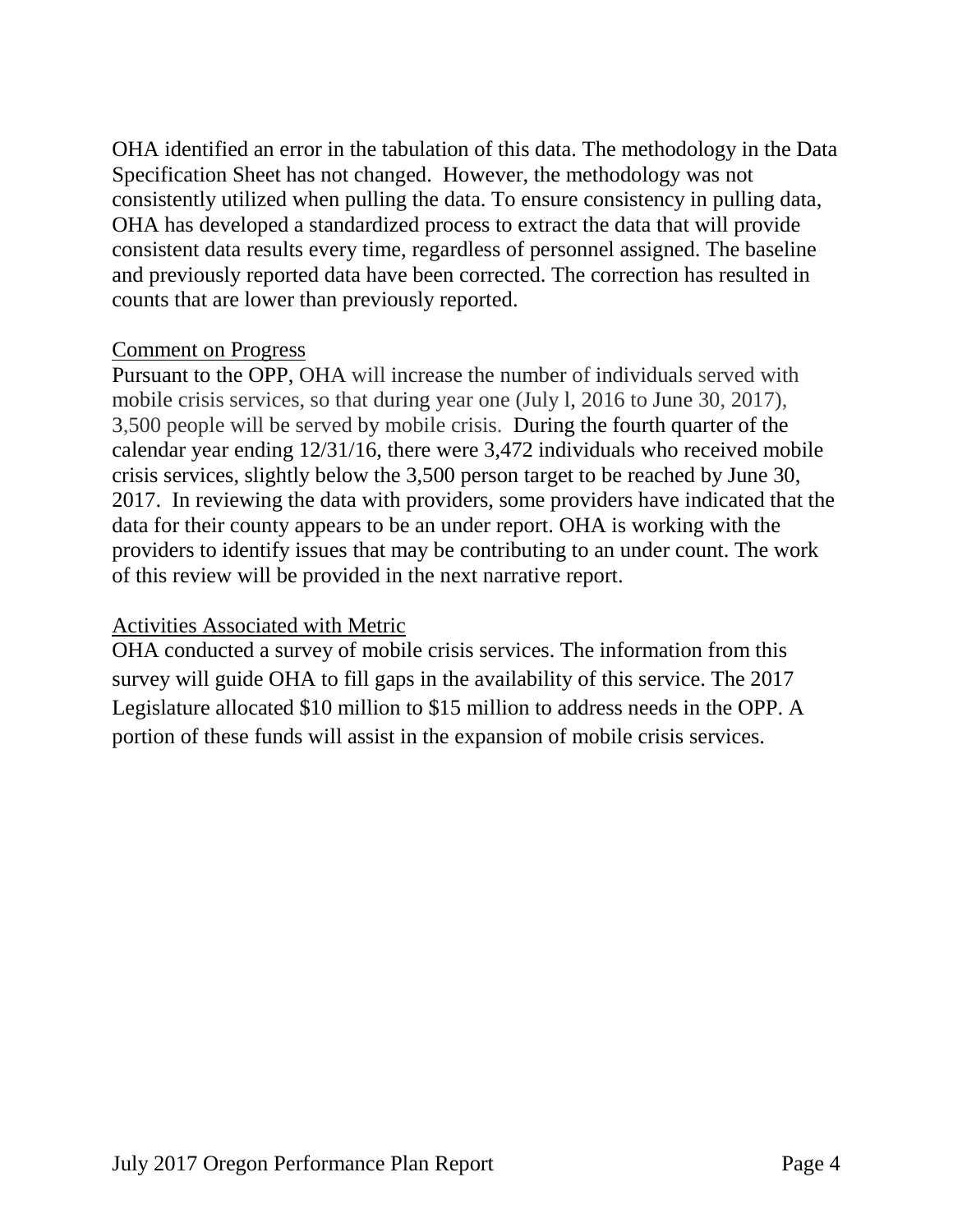OHA identified an error in the tabulation of this data. The methodology in the Data Specification Sheet has not changed. However, the methodology was not consistently utilized when pulling the data. To ensure consistency in pulling data, OHA has developed a standardized process to extract the data that will provide consistent data results every time, regardless of personnel assigned. The baseline and previously reported data have been corrected. The correction has resulted in counts that are lower than previously reported.

Comment on Progress

Pursuant to the OPP, OHA will increase the number of individuals served with mobile crisis services, so that during year one (July l, 2016 to June 30, 2017), 3,500 people will be served by mobile crisis. During the fourth quarter of the calendar year ending 12/31/16, there were 3,472 individuals who received mobile crisis services, slightly below the 3,500 person target to be reached by June 30, 2017. In reviewing the data with providers, some providers have indicated that the data for their county appears to be an under report. OHA is working with the providers to identify issues that may be contributing to an under count. The work of this review will be provided in the next narrative report.

Activities Associated with Metric

OHA conducted a survey of mobile crisis services. The information from this survey will guide OHA to fill gaps in the availability of this service. The 2017 Legislature allocated $10 million to $15 million to address needs in the OPP. A portion of these funds will assist in the expansion of mobile crisis services.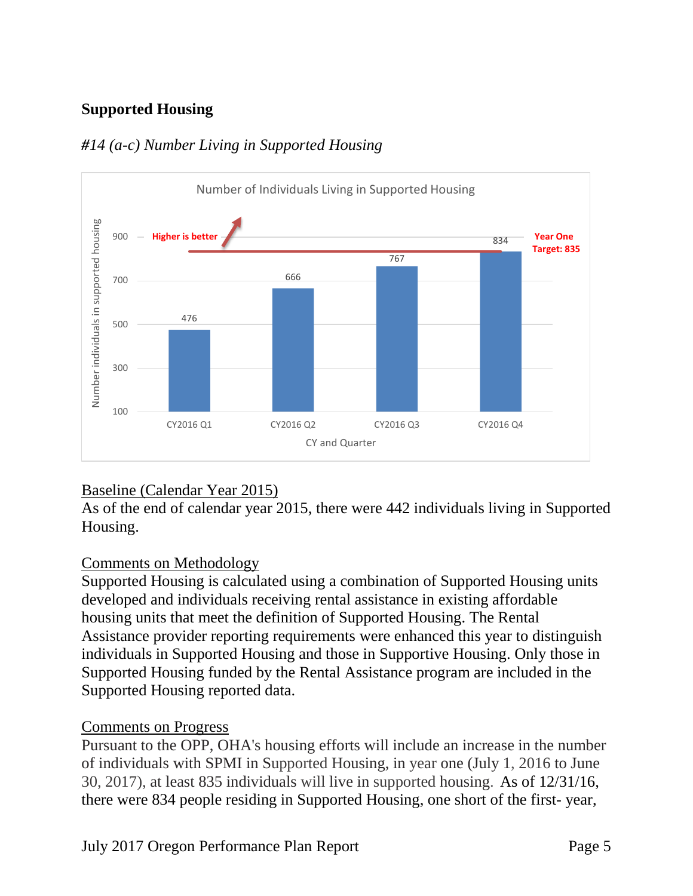## Supported Housing

### *#14 (a-c) Number Living in Supported Housing*

**Number of Individuals Living in Supported Housing**

| CY and Quarter | Number individuals in supported housing |
|---|---|
| CY2016 Q1 | 476 |
| CY2016 Q2 | 666 |
| CY2016 Q3 | 767 |
| CY2016 Q4 | 834 |

Higher is better

Year One Target: 835

<u>Baseline (Calendar Year 2015)</u>
As of the end of calendar year 2015, there were 442 individuals living in Supported Housing.

<u>Comments on Methodology</u>
Supported Housing is calculated using a combination of Supported Housing units developed and individuals receiving rental assistance in existing affordable housing units that meet the definition of Supported Housing. The Rental Assistance provider reporting requirements were enhanced this year to distinguish individuals in Supported Housing and those in Supportive Housing. Only those in Supported Housing funded by the Rental Assistance program are included in the Supported Housing reported data.

<u>Comments on Progress</u>
Pursuant to the OPP, OHA's housing efforts will include an increase in the number of individuals with SPMI in Supported Housing, in year one (July 1, 2016 to June 30, 2017), at least 835 individuals will live in supported housing. As of 12/31/16, there were 834 people residing in Supported Housing, one short of the first- year,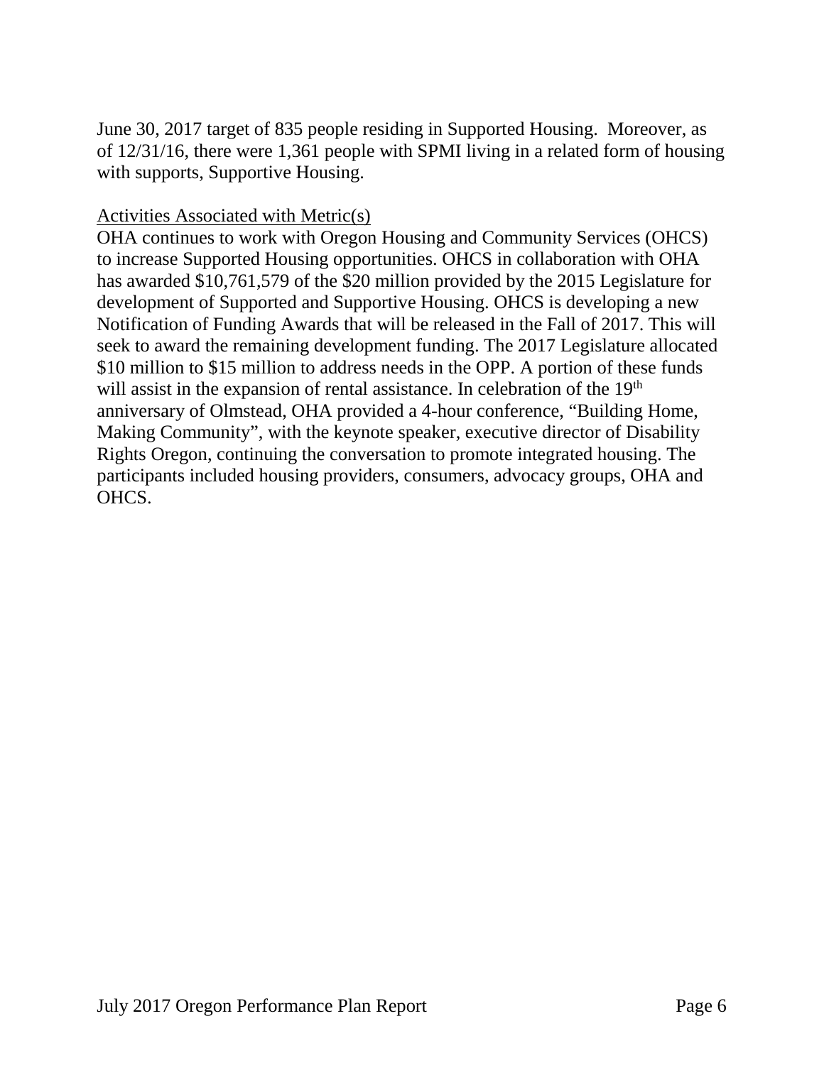June 30, 2017 target of 835 people residing in Supported Housing.  Moreover, as of 12/31/16, there were 1,361 people with SPMI living in a related form of housing with supports, Supportive Housing.

<u>Activities Associated with Metric(s)</u>
OHA continues to work with Oregon Housing and Community Services (OHCS) to increase Supported Housing opportunities. OHCS in collaboration with OHA has awarded $10,761,579 of the $20 million provided by the 2015 Legislature for development of Supported and Supportive Housing. OHCS is developing a new Notification of Funding Awards that will be released in the Fall of 2017. This will seek to award the remaining development funding. The 2017 Legislature allocated $10 million to $15 million to address needs in the OPP. A portion of these funds will assist in the expansion of rental assistance. In celebration of the 19th anniversary of Olmstead, OHA provided a 4-hour conference, "Building Home, Making Community", with the keynote speaker, executive director of Disability Rights Oregon, continuing the conversation to promote integrated housing. The participants included housing providers, consumers, advocacy groups, OHA and OHCS.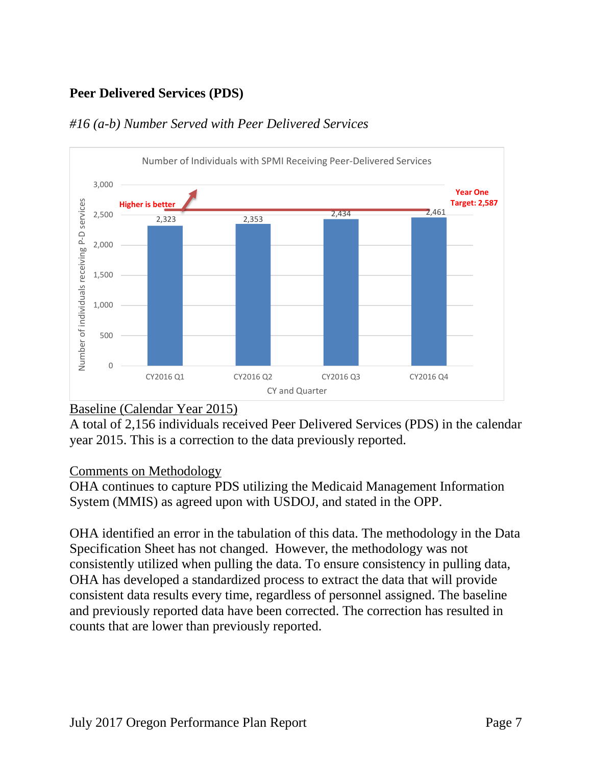## Peer Delivered Services (PDS)

### *#16 (a-b) Number Served with Peer Delivered Services*

Number of Individuals with SPMI Receiving Peer-Delivered Services

| CY and Quarter | Number of individuals receiving P-D services |
|---|---|
| CY2016 Q1 | 2,323 |
| CY2016 Q2 | 2,353 |
| CY2016 Q3 | 2,434 |
| CY2016 Q4 | 2,461 |

Higher is better

Year One Target: 2,587

<u>Baseline (Calendar Year 2015)</u>
A total of 2,156 individuals received Peer Delivered Services (PDS) in the calendar year 2015. This is a correction to the data previously reported.

<u>Comments on Methodology</u>
OHA continues to capture PDS utilizing the Medicaid Management Information System (MMIS) as agreed upon with USDOJ, and stated in the OPP.

OHA identified an error in the tabulation of this data. The methodology in the Data Specification Sheet has not changed. However, the methodology was not consistently utilized when pulling the data. To ensure consistency in pulling data, OHA has developed a standardized process to extract the data that will provide consistent data results every time, regardless of personnel assigned. The baseline and previously reported data have been corrected. The correction has resulted in counts that are lower than previously reported.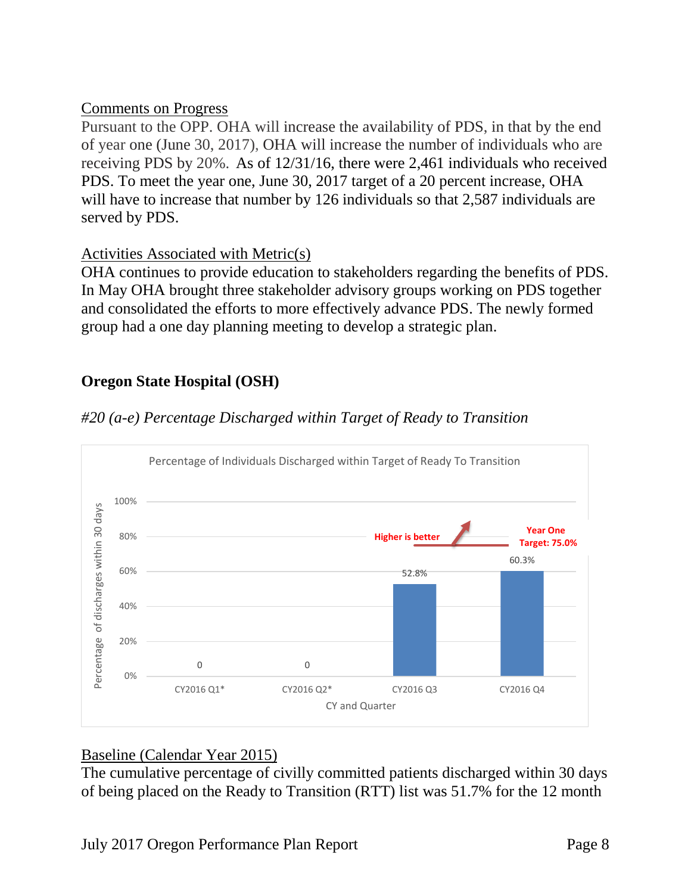Comments on Progress

Pursuant to the OPP. OHA will increase the availability of PDS, in that by the end of year one (June 30, 2017), OHA will increase the number of individuals who are receiving PDS by 20%. As of 12/31/16, there were 2,461 individuals who received PDS. To meet the year one, June 30, 2017 target of a 20 percent increase, OHA will have to increase that number by 126 individuals so that 2,587 individuals are served by PDS.

Activities Associated with Metric(s)

OHA continues to provide education to stakeholders regarding the benefits of PDS. In May OHA brought three stakeholder advisory groups working on PDS together and consolidated the efforts to more effectively advance PDS. The newly formed group had a one day planning meeting to develop a strategic plan.

## Oregon State Hospital (OSH)

*#20 (a-e) Percentage Discharged within Target of Ready to Transition*

Percentage of Individuals Discharged within Target of Ready To Transition

| CY and Quarter | Percentage of discharges within 30 days |
|---|---|
| CY2016 Q1* | 0 |
| CY2016 Q2* | 0 |
| CY2016 Q3 | 52.8% |
| CY2016 Q4 | 60.3% |

Higher is better

Year One Target: 75.0%

Baseline (Calendar Year 2015)

The cumulative percentage of civilly committed patients discharged within 30 days of being placed on the Ready to Transition (RTT) list was 51.7% for the 12 month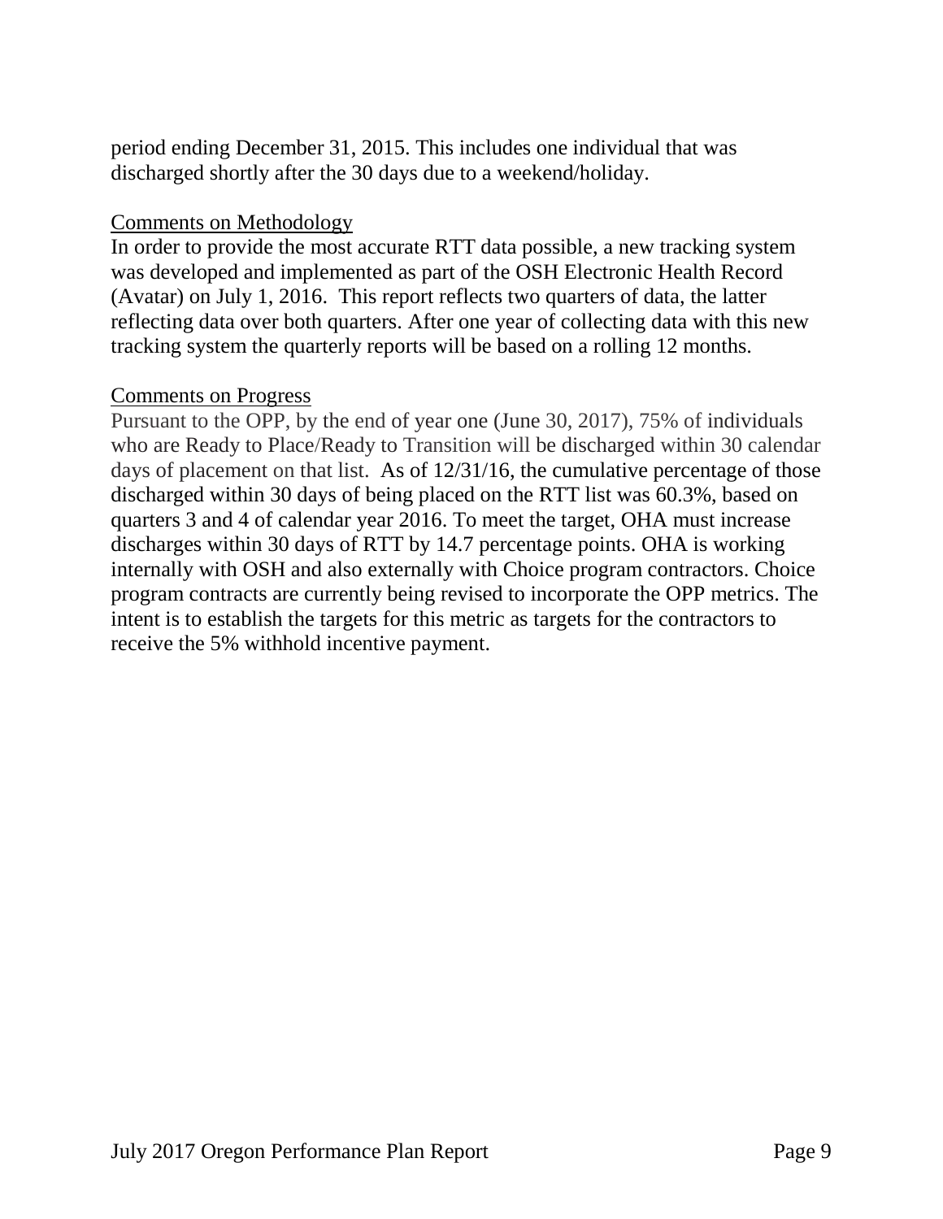period ending December 31, 2015. This includes one individual that was discharged shortly after the 30 days due to a weekend/holiday.

Comments on Methodology

In order to provide the most accurate RTT data possible, a new tracking system was developed and implemented as part of the OSH Electronic Health Record (Avatar) on July 1, 2016. This report reflects two quarters of data, the latter reflecting data over both quarters. After one year of collecting data with this new tracking system the quarterly reports will be based on a rolling 12 months.

Comments on Progress

Pursuant to the OPP, by the end of year one (June 30, 2017), 75% of individuals who are Ready to Place/Ready to Transition will be discharged within 30 calendar days of placement on that list. As of 12/31/16, the cumulative percentage of those discharged within 30 days of being placed on the RTT list was 60.3%, based on quarters 3 and 4 of calendar year 2016. To meet the target, OHA must increase discharges within 30 days of RTT by 14.7 percentage points. OHA is working internally with OSH and also externally with Choice program contractors. Choice program contracts are currently being revised to incorporate the OPP metrics. The intent is to establish the targets for this metric as targets for the contractors to receive the 5% withhold incentive payment.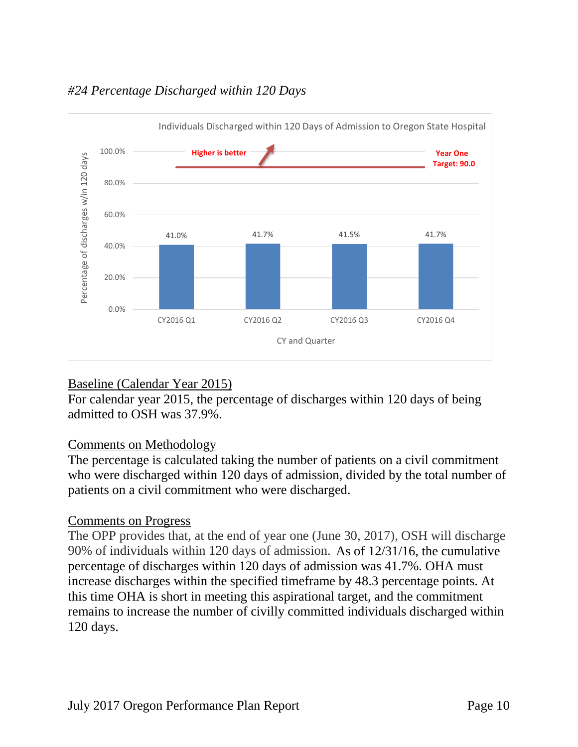*#24 Percentage Discharged within 120 Days*

Individuals Discharged within 120 Days of Admission to Oregon State Hospital

| CY and Quarter | Percentage of discharges w/in 120 days |
|---|---|
| CY2016 Q1 | 41.0% |
| CY2016 Q2 | 41.7% |
| CY2016 Q3 | 41.5% |
| CY2016 Q4 | 41.7% |

Higher is better

Year One Target: 90.0

Baseline (Calendar Year 2015)

For calendar year 2015, the percentage of discharges within 120 days of being admitted to OSH was 37.9%.

Comments on Methodology

The percentage is calculated taking the number of patients on a civil commitment who were discharged within 120 days of admission, divided by the total number of patients on a civil commitment who were discharged.

Comments on Progress

The OPP provides that, at the end of year one (June 30, 2017), OSH will discharge 90% of individuals within 120 days of admission. As of 12/31/16, the cumulative percentage of discharges within 120 days of admission was 41.7%. OHA must increase discharges within the specified timeframe by 48.3 percentage points. At this time OHA is short in meeting this aspirational target, and the commitment remains to increase the number of civilly committed individuals discharged within 120 days.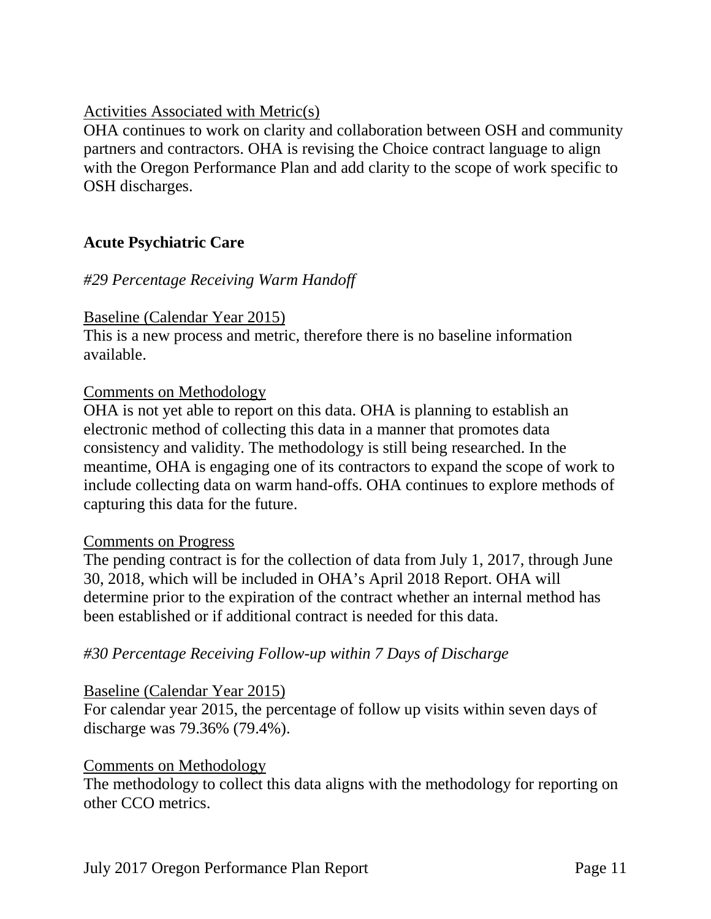Activities Associated with Metric(s)

OHA continues to work on clarity and collaboration between OSH and community partners and contractors. OHA is revising the Choice contract language to align with the Oregon Performance Plan and add clarity to the scope of work specific to OSH discharges.

## Acute Psychiatric Care

### *#29 Percentage Receiving Warm Handoff*

Baseline (Calendar Year 2015)

This is a new process and metric, therefore there is no baseline information available.

Comments on Methodology

OHA is not yet able to report on this data. OHA is planning to establish an electronic method of collecting this data in a manner that promotes data consistency and validity. The methodology is still being researched. In the meantime, OHA is engaging one of its contractors to expand the scope of work to include collecting data on warm hand-offs. OHA continues to explore methods of capturing this data for the future.

Comments on Progress

The pending contract is for the collection of data from July 1, 2017, through June 30, 2018, which will be included in OHA's April 2018 Report. OHA will determine prior to the expiration of the contract whether an internal method has been established or if additional contract is needed for this data.

### *#30 Percentage Receiving Follow-up within 7 Days of Discharge*

Baseline (Calendar Year 2015)

For calendar year 2015, the percentage of follow up visits within seven days of discharge was 79.36% (79.4%).

Comments on Methodology

The methodology to collect this data aligns with the methodology for reporting on other CCO metrics.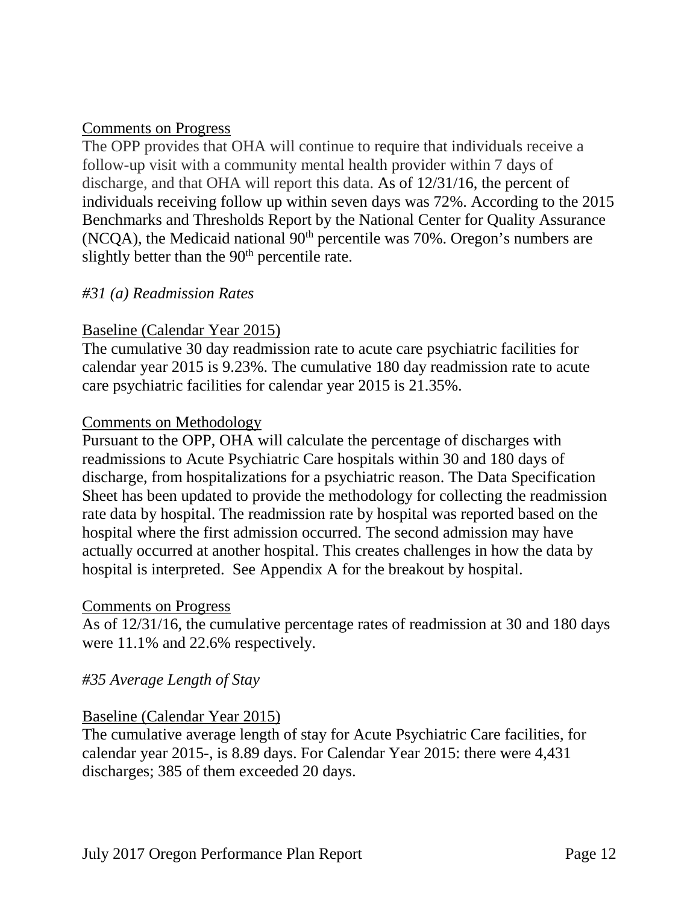Comments on Progress

The OPP provides that OHA will continue to require that individuals receive a follow-up visit with a community mental health provider within 7 days of discharge, and that OHA will report this data. As of 12/31/16, the percent of individuals receiving follow up within seven days was 72%. According to the 2015 Benchmarks and Thresholds Report by the National Center for Quality Assurance (NCQA), the Medicaid national 90th percentile was 70%. Oregon's numbers are slightly better than the 90th percentile rate.

*#31 (a) Readmission Rates*

Baseline (Calendar Year 2015)

The cumulative 30 day readmission rate to acute care psychiatric facilities for calendar year 2015 is 9.23%. The cumulative 180 day readmission rate to acute care psychiatric facilities for calendar year 2015 is 21.35%.

Comments on Methodology

Pursuant to the OPP, OHA will calculate the percentage of discharges with readmissions to Acute Psychiatric Care hospitals within 30 and 180 days of discharge, from hospitalizations for a psychiatric reason. The Data Specification Sheet has been updated to provide the methodology for collecting the readmission rate data by hospital. The readmission rate by hospital was reported based on the hospital where the first admission occurred. The second admission may have actually occurred at another hospital. This creates challenges in how the data by hospital is interpreted. See Appendix A for the breakout by hospital.

Comments on Progress

As of 12/31/16, the cumulative percentage rates of readmission at 30 and 180 days were 11.1% and 22.6% respectively.

*#35 Average Length of Stay*

Baseline (Calendar Year 2015)

The cumulative average length of stay for Acute Psychiatric Care facilities, for calendar year 2015-, is 8.89 days. For Calendar Year 2015: there were 4,431 discharges; 385 of them exceeded 20 days.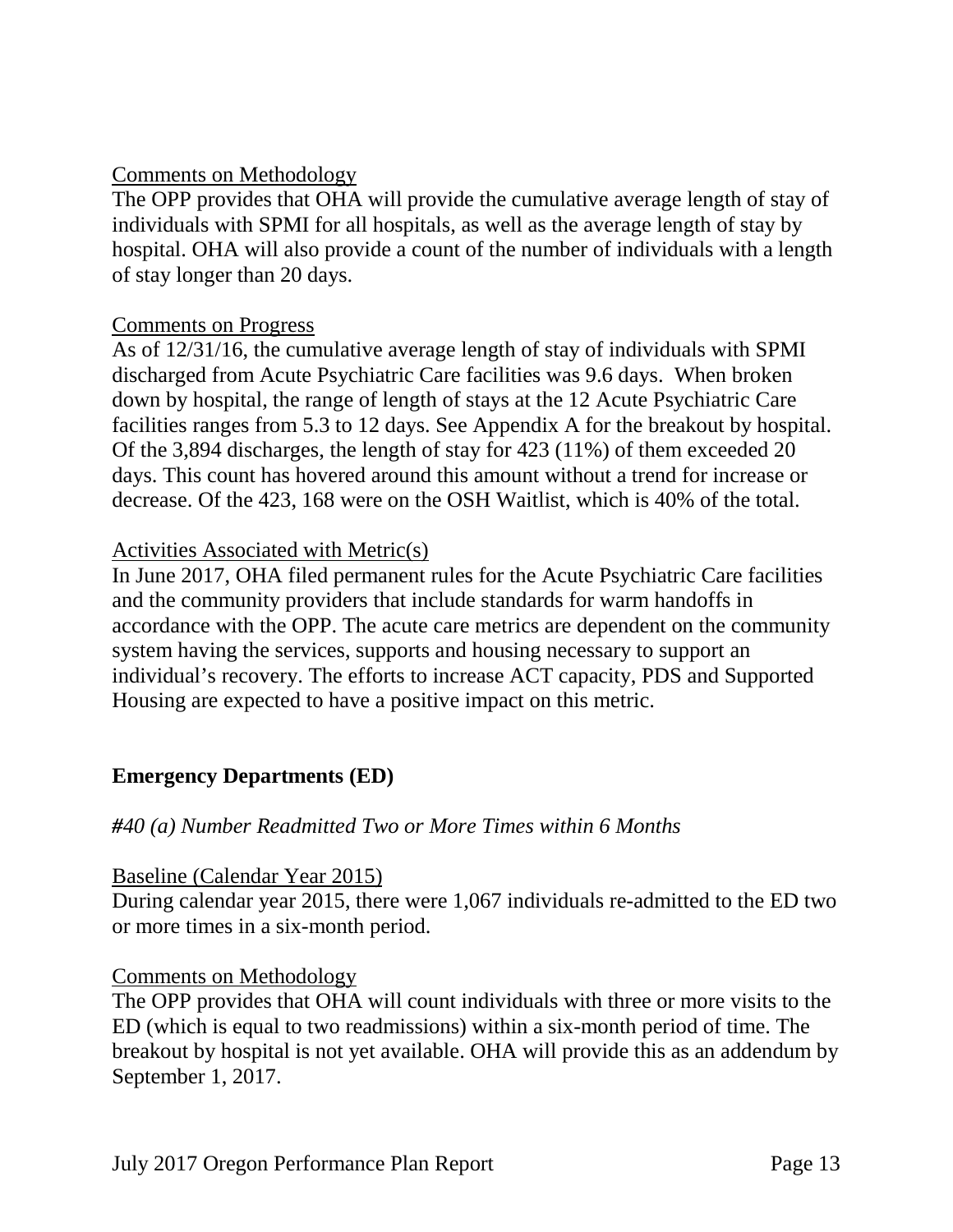Comments on Methodology

The OPP provides that OHA will provide the cumulative average length of stay of individuals with SPMI for all hospitals, as well as the average length of stay by hospital. OHA will also provide a count of the number of individuals with a length of stay longer than 20 days.

Comments on Progress

As of 12/31/16, the cumulative average length of stay of individuals with SPMI discharged from Acute Psychiatric Care facilities was 9.6 days. When broken down by hospital, the range of length of stays at the 12 Acute Psychiatric Care facilities ranges from 5.3 to 12 days. See Appendix A for the breakout by hospital. Of the 3,894 discharges, the length of stay for 423 (11%) of them exceeded 20 days. This count has hovered around this amount without a trend for increase or decrease. Of the 423, 168 were on the OSH Waitlist, which is 40% of the total.

Activities Associated with Metric(s)

In June 2017, OHA filed permanent rules for the Acute Psychiatric Care facilities and the community providers that include standards for warm handoffs in accordance with the OPP. The acute care metrics are dependent on the community system having the services, supports and housing necessary to support an individual's recovery. The efforts to increase ACT capacity, PDS and Supported Housing are expected to have a positive impact on this metric.

## Emergency Departments (ED)

### *#40 (a) Number Readmitted Two or More Times within 6 Months*

Baseline (Calendar Year 2015)

During calendar year 2015, there were 1,067 individuals re-admitted to the ED two or more times in a six-month period.

Comments on Methodology

The OPP provides that OHA will count individuals with three or more visits to the ED (which is equal to two readmissions) within a six-month period of time. The breakout by hospital is not yet available. OHA will provide this as an addendum by September 1, 2017.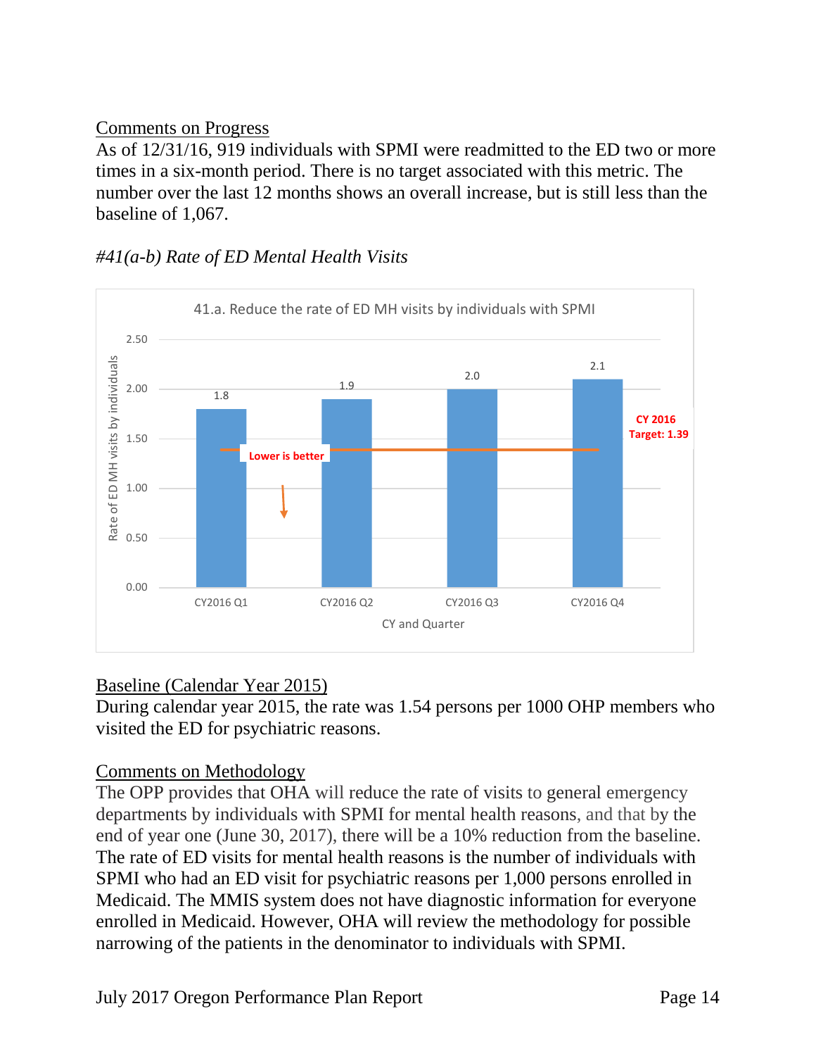Comments on Progress

As of 12/31/16, 919 individuals with SPMI were readmitted to the ED two or more times in a six-month period. There is no target associated with this metric. The number over the last 12 months shows an overall increase, but is still less than the baseline of 1,067.

*#41(a-b) Rate of ED Mental Health Visits*

41.a. Reduce the rate of ED MH visits by individuals with SPMI

| CY and Quarter | Rate of ED MH visits by individuals |
|---|---|
| CY2016 Q1 | 1.8 |
| CY2016 Q2 | 1.9 |
| CY2016 Q3 | 2.0 |
| CY2016 Q4 | 2.1 |

CY 2016 Target: 1.39

Lower is better

Baseline (Calendar Year 2015)

During calendar year 2015, the rate was 1.54 persons per 1000 OHP members who visited the ED for psychiatric reasons.

Comments on Methodology

The OPP provides that OHA will reduce the rate of visits to general emergency departments by individuals with SPMI for mental health reasons, and that by the end of year one (June 30, 2017), there will be a 10% reduction from the baseline. The rate of ED visits for mental health reasons is the number of individuals with SPMI who had an ED visit for psychiatric reasons per 1,000 persons enrolled in Medicaid. The MMIS system does not have diagnostic information for everyone enrolled in Medicaid. However, OHA will review the methodology for possible narrowing of the patients in the denominator to individuals with SPMI.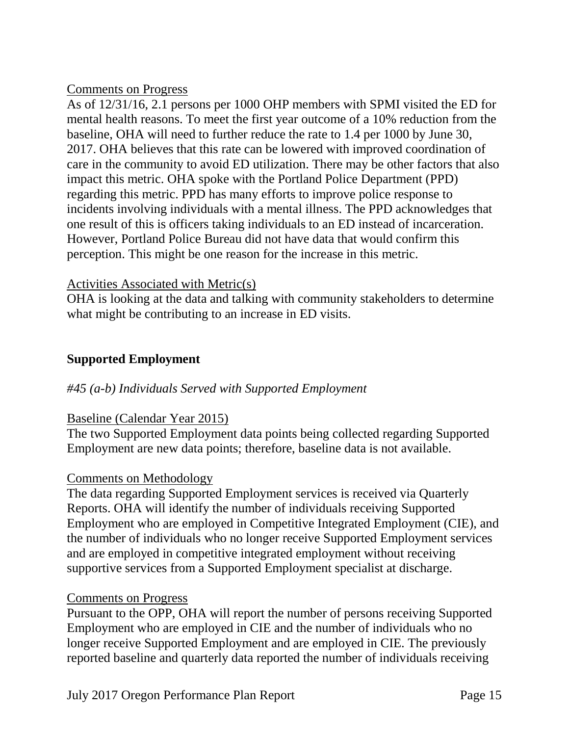Comments on Progress

As of 12/31/16, 2.1 persons per 1000 OHP members with SPMI visited the ED for mental health reasons. To meet the first year outcome of a 10% reduction from the baseline, OHA will need to further reduce the rate to 1.4 per 1000 by June 30, 2017. OHA believes that this rate can be lowered with improved coordination of care in the community to avoid ED utilization. There may be other factors that also impact this metric. OHA spoke with the Portland Police Department (PPD) regarding this metric. PPD has many efforts to improve police response to incidents involving individuals with a mental illness. The PPD acknowledges that one result of this is officers taking individuals to an ED instead of incarceration. However, Portland Police Bureau did not have data that would confirm this perception. This might be one reason for the increase in this metric.

Activities Associated with Metric(s)

OHA is looking at the data and talking with community stakeholders to determine what might be contributing to an increase in ED visits.

## Supported Employment

*#45 (a-b) Individuals Served with Supported Employment*

Baseline (Calendar Year 2015)

The two Supported Employment data points being collected regarding Supported Employment are new data points; therefore, baseline data is not available.

Comments on Methodology

The data regarding Supported Employment services is received via Quarterly Reports. OHA will identify the number of individuals receiving Supported Employment who are employed in Competitive Integrated Employment (CIE), and the number of individuals who no longer receive Supported Employment services and are employed in competitive integrated employment without receiving supportive services from a Supported Employment specialist at discharge.

Comments on Progress

Pursuant to the OPP, OHA will report the number of persons receiving Supported Employment who are employed in CIE and the number of individuals who no longer receive Supported Employment and are employed in CIE. The previously reported baseline and quarterly data reported the number of individuals receiving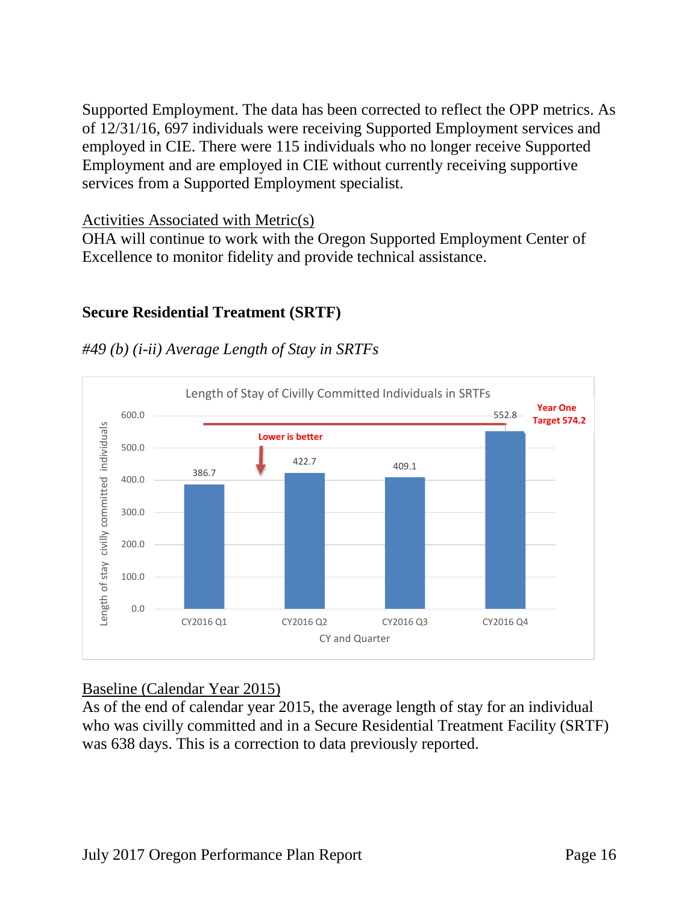Supported Employment. The data has been corrected to reflect the OPP metrics. As of 12/31/16, 697 individuals were receiving Supported Employment services and employed in CIE. There were 115 individuals who no longer receive Supported Employment and are employed in CIE without currently receiving supportive services from a Supported Employment specialist.

<u>Activities Associated with Metric(s)</u>
OHA will continue to work with the Oregon Supported Employment Center of Excellence to monitor fidelity and provide technical assistance.

## Secure Residential Treatment (SRTF)

*#49 (b) (i-ii) Average Length of Stay in SRTFs*

Length of Stay of Civilly Committed Individuals in SRTFs

| CY and Quarter | Length of stay civilly committed individuals |
|---|---|
| CY2016 Q1 | 386.7 |
| CY2016 Q2 | 422.7 |
| CY2016 Q3 | 409.1 |
| CY2016 Q4 | 552.8 |

Year One Target 574.2

Lower is better

<u>Baseline (Calendar Year 2015)</u>
As of the end of calendar year 2015, the average length of stay for an individual who was civilly committed and in a Secure Residential Treatment Facility (SRTF) was 638 days. This is a correction to data previously reported.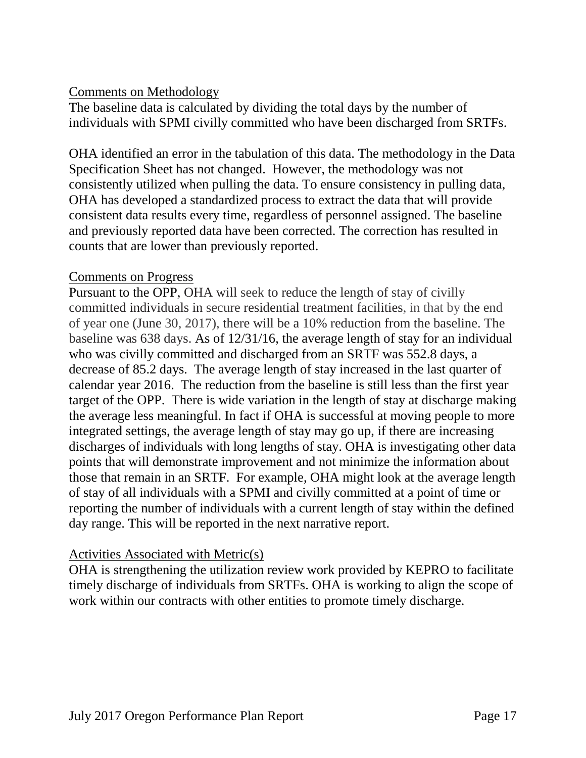Comments on Methodology

The baseline data is calculated by dividing the total days by the number of individuals with SPMI civilly committed who have been discharged from SRTFs.

OHA identified an error in the tabulation of this data. The methodology in the Data Specification Sheet has not changed. However, the methodology was not consistently utilized when pulling the data. To ensure consistency in pulling data, OHA has developed a standardized process to extract the data that will provide consistent data results every time, regardless of personnel assigned. The baseline and previously reported data have been corrected. The correction has resulted in counts that are lower than previously reported.

Comments on Progress

Pursuant to the OPP, OHA will seek to reduce the length of stay of civilly committed individuals in secure residential treatment facilities, in that by the end of year one (June 30, 2017), there will be a 10% reduction from the baseline. The baseline was 638 days. As of 12/31/16, the average length of stay for an individual who was civilly committed and discharged from an SRTF was 552.8 days, a decrease of 85.2 days. The average length of stay increased in the last quarter of calendar year 2016. The reduction from the baseline is still less than the first year target of the OPP. There is wide variation in the length of stay at discharge making the average less meaningful. In fact if OHA is successful at moving people to more integrated settings, the average length of stay may go up, if there are increasing discharges of individuals with long lengths of stay. OHA is investigating other data points that will demonstrate improvement and not minimize the information about those that remain in an SRTF. For example, OHA might look at the average length of stay of all individuals with a SPMI and civilly committed at a point of time or reporting the number of individuals with a current length of stay within the defined day range. This will be reported in the next narrative report.

Activities Associated with Metric(s)

OHA is strengthening the utilization review work provided by KEPRO to facilitate timely discharge of individuals from SRTFs. OHA is working to align the scope of work within our contracts with other entities to promote timely discharge.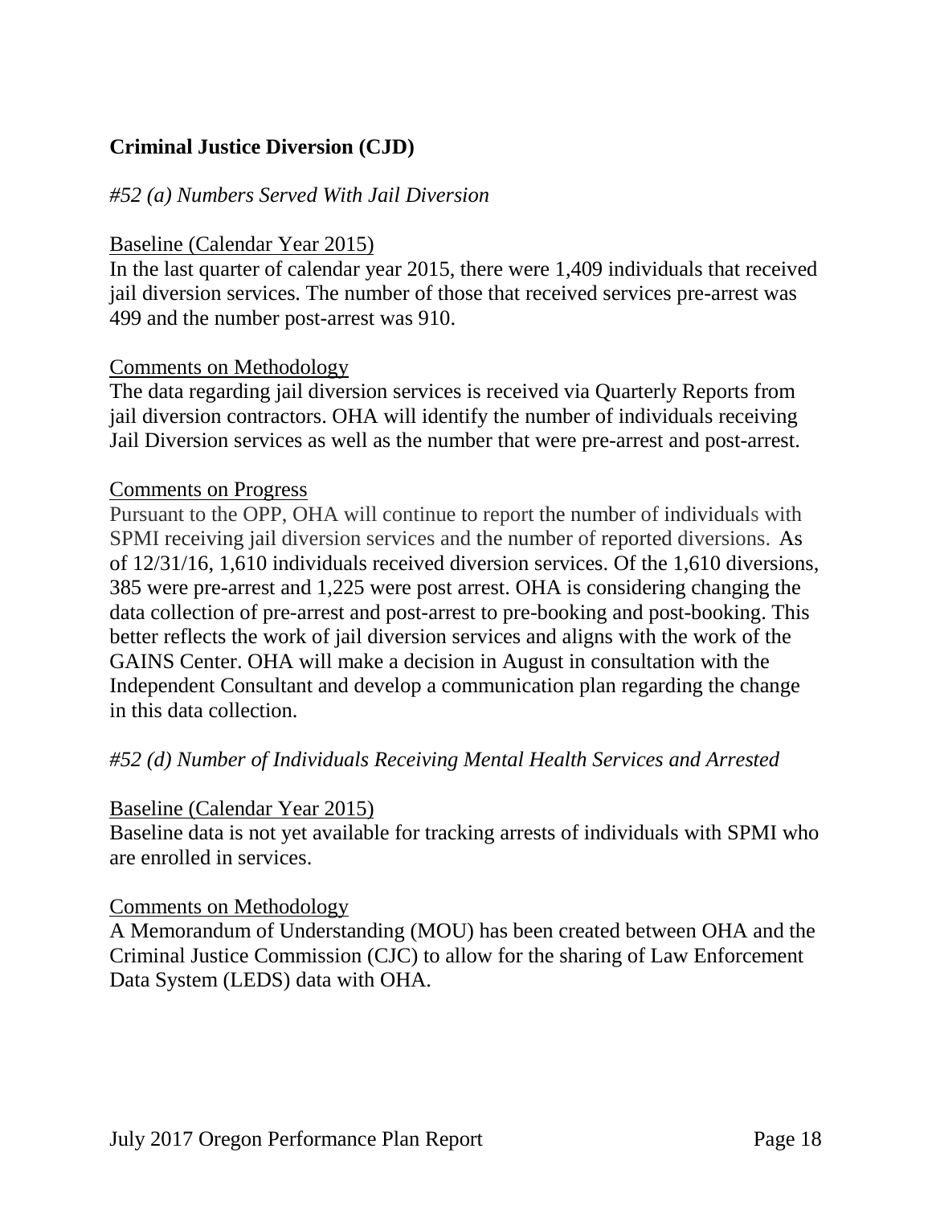## Criminal Justice Diversion (CJD)

### *#52 (a) Numbers Served With Jail Diversion*

Baseline (Calendar Year 2015)

In the last quarter of calendar year 2015, there were 1,409 individuals that received jail diversion services. The number of those that received services pre-arrest was 499 and the number post-arrest was 910.

Comments on Methodology

The data regarding jail diversion services is received via Quarterly Reports from jail diversion contractors. OHA will identify the number of individuals receiving Jail Diversion services as well as the number that were pre-arrest and post-arrest.

Comments on Progress

Pursuant to the OPP, OHA will continue to report the number of individuals with SPMI receiving jail diversion services and the number of reported diversions. As of 12/31/16, 1,610 individuals received diversion services. Of the 1,610 diversions, 385 were pre-arrest and 1,225 were post arrest. OHA is considering changing the data collection of pre-arrest and post-arrest to pre-booking and post-booking. This better reflects the work of jail diversion services and aligns with the work of the GAINS Center. OHA will make a decision in August in consultation with the Independent Consultant and develop a communication plan regarding the change in this data collection.

### *#52 (d) Number of Individuals Receiving Mental Health Services and Arrested*

Baseline (Calendar Year 2015)

Baseline data is not yet available for tracking arrests of individuals with SPMI who are enrolled in services.

Comments on Methodology

A Memorandum of Understanding (MOU) has been created between OHA and the Criminal Justice Commission (CJC) to allow for the sharing of Law Enforcement Data System (LEDS) data with OHA.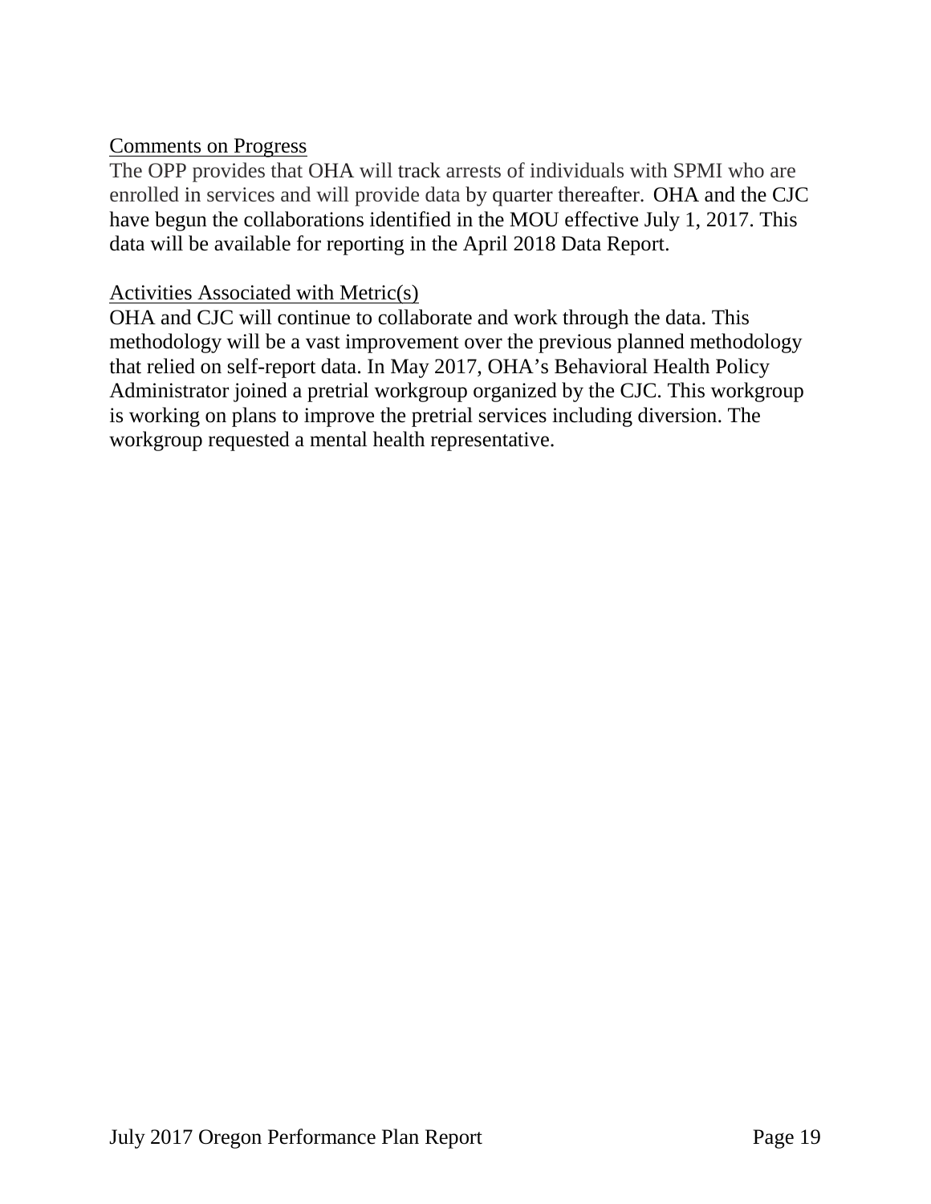Comments on Progress

The OPP provides that OHA will track arrests of individuals with SPMI who are enrolled in services and will provide data by quarter thereafter. OHA and the CJC have begun the collaborations identified in the MOU effective July 1, 2017. This data will be available for reporting in the April 2018 Data Report.

Activities Associated with Metric(s)

OHA and CJC will continue to collaborate and work through the data. This methodology will be a vast improvement over the previous planned methodology that relied on self-report data. In May 2017, OHA's Behavioral Health Policy Administrator joined a pretrial workgroup organized by the CJC. This workgroup is working on plans to improve the pretrial services including diversion. The workgroup requested a mental health representative.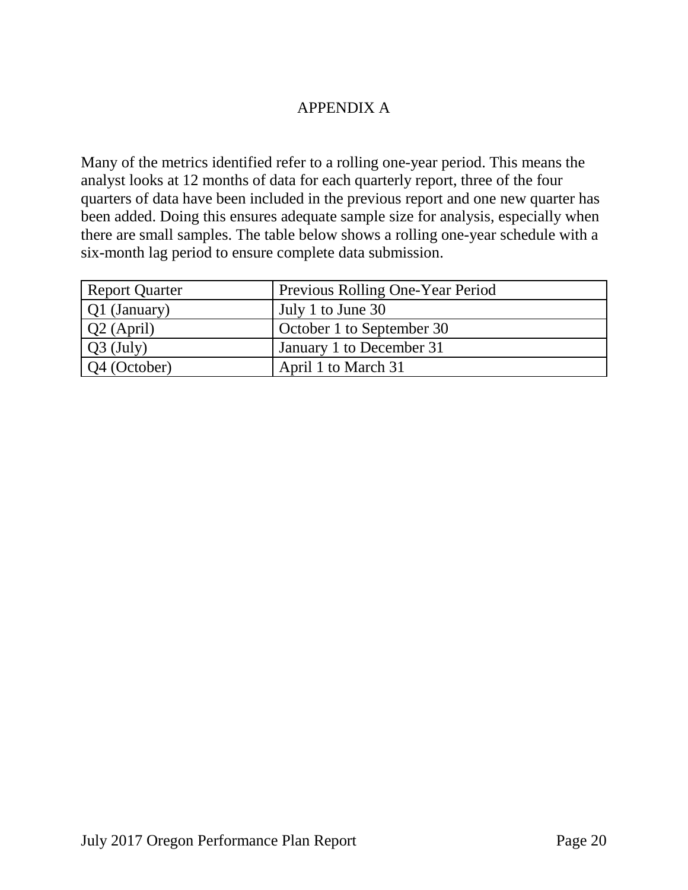# APPENDIX A

Many of the metrics identified refer to a rolling one-year period. This means the analyst looks at 12 months of data for each quarterly report, three of the four quarters of data have been included in the previous report and one new quarter has been added. Doing this ensures adequate sample size for analysis, especially when there are small samples. The table below shows a rolling one-year schedule with a six-month lag period to ensure complete data submission.

| Report Quarter | Previous Rolling One-Year Period |
|---|---|
| Q1 (January) | July 1 to June 30 |
| Q2 (April) | October 1 to September 30 |
| Q3 (July) | January 1 to December 31 |
| Q4 (October) | April 1 to March 31 |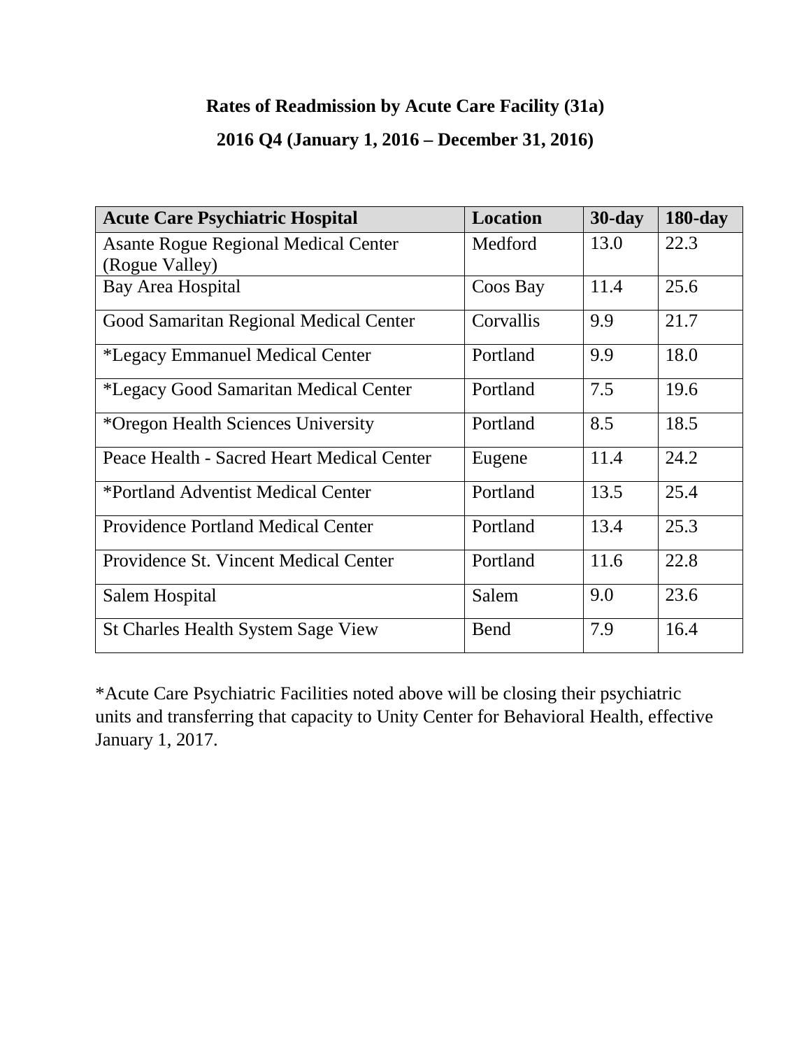**Rates of Readmission by Acute Care Facility (31a)**

**2016 Q4 (January 1, 2016 – December 31, 2016)**

| Acute Care Psychiatric Hospital | Location | 30-day | 180-day |
| --- | --- | --- | --- |
| Asante Rogue Regional Medical Center (Rogue Valley) | Medford | 13.0 | 22.3 |
| Bay Area Hospital | Coos Bay | 11.4 | 25.6 |
| Good Samaritan Regional Medical Center | Corvallis | 9.9 | 21.7 |
| *Legacy Emmanuel Medical Center | Portland | 9.9 | 18.0 |
| *Legacy Good Samaritan Medical Center | Portland | 7.5 | 19.6 |
| *Oregon Health Sciences University | Portland | 8.5 | 18.5 |
| Peace Health - Sacred Heart Medical Center | Eugene | 11.4 | 24.2 |
| *Portland Adventist Medical Center | Portland | 13.5 | 25.4 |
| Providence Portland Medical Center | Portland | 13.4 | 25.3 |
| Providence St. Vincent Medical Center | Portland | 11.6 | 22.8 |
| Salem Hospital | Salem | 9.0 | 23.6 |
| St Charles Health System Sage View | Bend | 7.9 | 16.4 |

*Acute Care Psychiatric Facilities noted above will be closing their psychiatric units and transferring that capacity to Unity Center for Behavioral Health, effective January 1, 2017.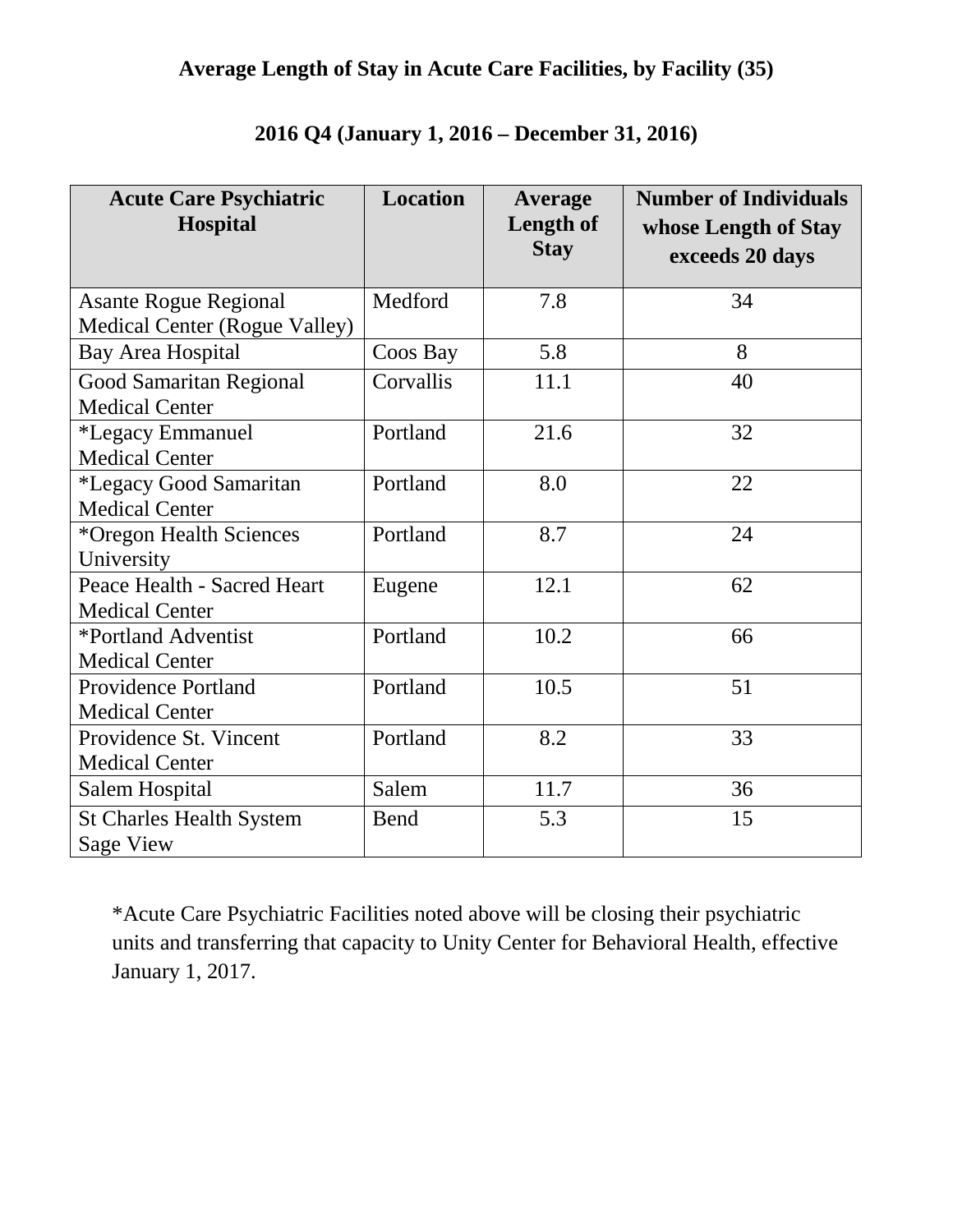**Average Length of Stay in Acute Care Facilities, by Facility (35)**

**2016 Q4 (January 1, 2016 – December 31, 2016)**

| Acute Care Psychiatric Hospital | Location | Average Length of Stay | Number of Individuals whose Length of Stay exceeds 20 days |
|---|---|---|---|
| Asante Rogue Regional Medical Center (Rogue Valley) | Medford | 7.8 | 34 |
| Bay Area Hospital | Coos Bay | 5.8 | 8 |
| Good Samaritan Regional Medical Center | Corvallis | 11.1 | 40 |
| *Legacy Emmanuel Medical Center | Portland | 21.6 | 32 |
| *Legacy Good Samaritan Medical Center | Portland | 8.0 | 22 |
| *Oregon Health Sciences University | Portland | 8.7 | 24 |
| Peace Health - Sacred Heart Medical Center | Eugene | 12.1 | 62 |
| *Portland Adventist Medical Center | Portland | 10.2 | 66 |
| Providence Portland Medical Center | Portland | 10.5 | 51 |
| Providence St. Vincent Medical Center | Portland | 8.2 | 33 |
| Salem Hospital | Salem | 11.7 | 36 |
| St Charles Health System Sage View | Bend | 5.3 | 15 |

*Acute Care Psychiatric Facilities noted above will be closing their psychiatric units and transferring that capacity to Unity Center for Behavioral Health, effective January 1, 2017.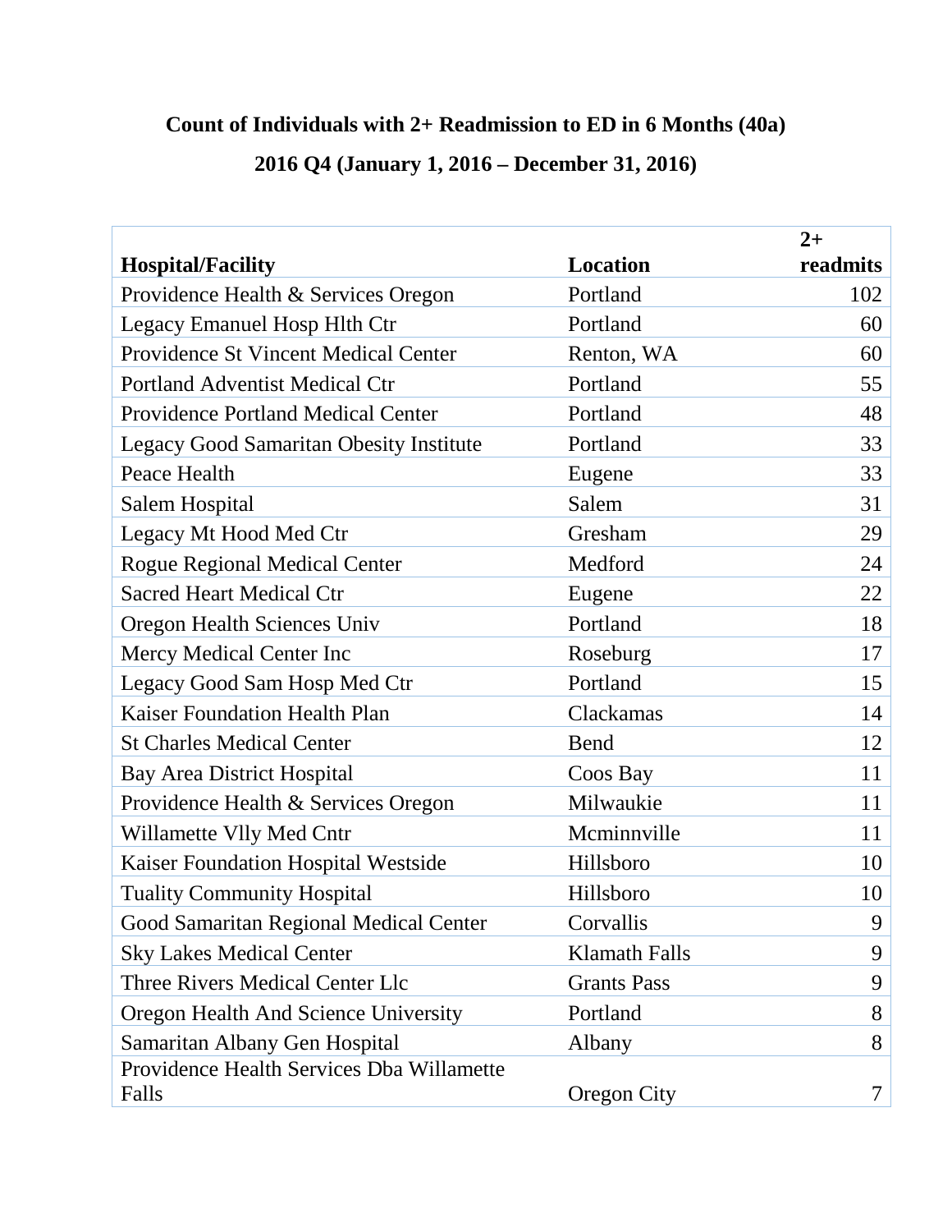**Count of Individuals with 2+ Readmission to ED in 6 Months (40a)**

**2016 Q4 (January 1, 2016 – December 31, 2016)**

| Hospital/Facility | Location | 2+ readmits |
|---|---|---|
| Providence Health & Services Oregon | Portland | 102 |
| Legacy Emanuel Hosp Hlth Ctr | Portland | 60 |
| Providence St Vincent Medical Center | Renton, WA | 60 |
| Portland Adventist Medical Ctr | Portland | 55 |
| Providence Portland Medical Center | Portland | 48 |
| Legacy Good Samaritan Obesity Institute | Portland | 33 |
| Peace Health | Eugene | 33 |
| Salem Hospital | Salem | 31 |
| Legacy Mt Hood Med Ctr | Gresham | 29 |
| Rogue Regional Medical Center | Medford | 24 |
| Sacred Heart Medical Ctr | Eugene | 22 |
| Oregon Health Sciences Univ | Portland | 18 |
| Mercy Medical Center Inc | Roseburg | 17 |
| Legacy Good Sam Hosp Med Ctr | Portland | 15 |
| Kaiser Foundation Health Plan | Clackamas | 14 |
| St Charles Medical Center | Bend | 12 |
| Bay Area District Hospital | Coos Bay | 11 |
| Providence Health & Services Oregon | Milwaukie | 11 |
| Willamette Vlly Med Cntr | Mcminnville | 11 |
| Kaiser Foundation Hospital Westside | Hillsboro | 10 |
| Tuality Community Hospital | Hillsboro | 10 |
| Good Samaritan Regional Medical Center | Corvallis | 9 |
| Sky Lakes Medical Center | Klamath Falls | 9 |
| Three Rivers Medical Center Llc | Grants Pass | 9 |
| Oregon Health And Science University | Portland | 8 |
| Samaritan Albany Gen Hospital | Albany | 8 |
| Providence Health Services Dba Willamette Falls | Oregon City | 7 |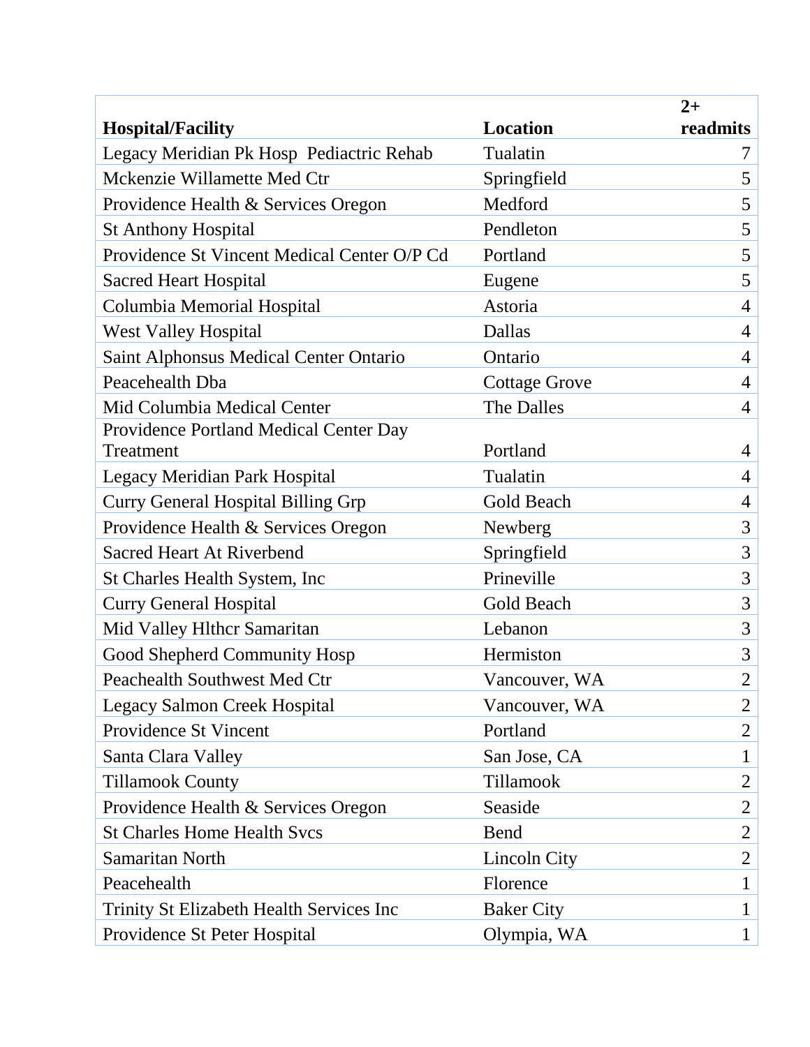| Hospital/Facility | Location | 2+ readmits |
|---|---|---|
| Legacy Meridian Pk Hosp  Pediactric Rehab | Tualatin | 7 |
| Mckenzie Willamette Med Ctr | Springfield | 5 |
| Providence Health & Services Oregon | Medford | 5 |
| St Anthony Hospital | Pendleton | 5 |
| Providence St Vincent Medical Center O/P Cd | Portland | 5 |
| Sacred Heart Hospital | Eugene | 5 |
| Columbia Memorial Hospital | Astoria | 4 |
| West Valley Hospital | Dallas | 4 |
| Saint Alphonsus Medical Center Ontario | Ontario | 4 |
| Peacehealth Dba | Cottage Grove | 4 |
| Mid Columbia Medical Center | The Dalles | 4 |
| Providence Portland Medical Center Day Treatment | Portland | 4 |
| Legacy Meridian Park Hospital | Tualatin | 4 |
| Curry General Hospital Billing Grp | Gold Beach | 4 |
| Providence Health & Services Oregon | Newberg | 3 |
| Sacred Heart At Riverbend | Springfield | 3 |
| St Charles Health System, Inc | Prineville | 3 |
| Curry General Hospital | Gold Beach | 3 |
| Mid Valley Hlthcr Samaritan | Lebanon | 3 |
| Good Shepherd Community Hosp | Hermiston | 3 |
| Peachealth Southwest Med Ctr | Vancouver, WA | 2 |
| Legacy Salmon Creek Hospital | Vancouver, WA | 2 |
| Providence St Vincent | Portland | 2 |
| Santa Clara Valley | San Jose, CA | 1 |
| Tillamook County | Tillamook | 2 |
| Providence Health & Services Oregon | Seaside | 2 |
| St Charles Home Health Svcs | Bend | 2 |
| Samaritan North | Lincoln City | 2 |
| Peacehealth | Florence | 1 |
| Trinity St Elizabeth Health Services Inc | Baker City | 1 |
| Providence St Peter Hospital | Olympia, WA | 1 |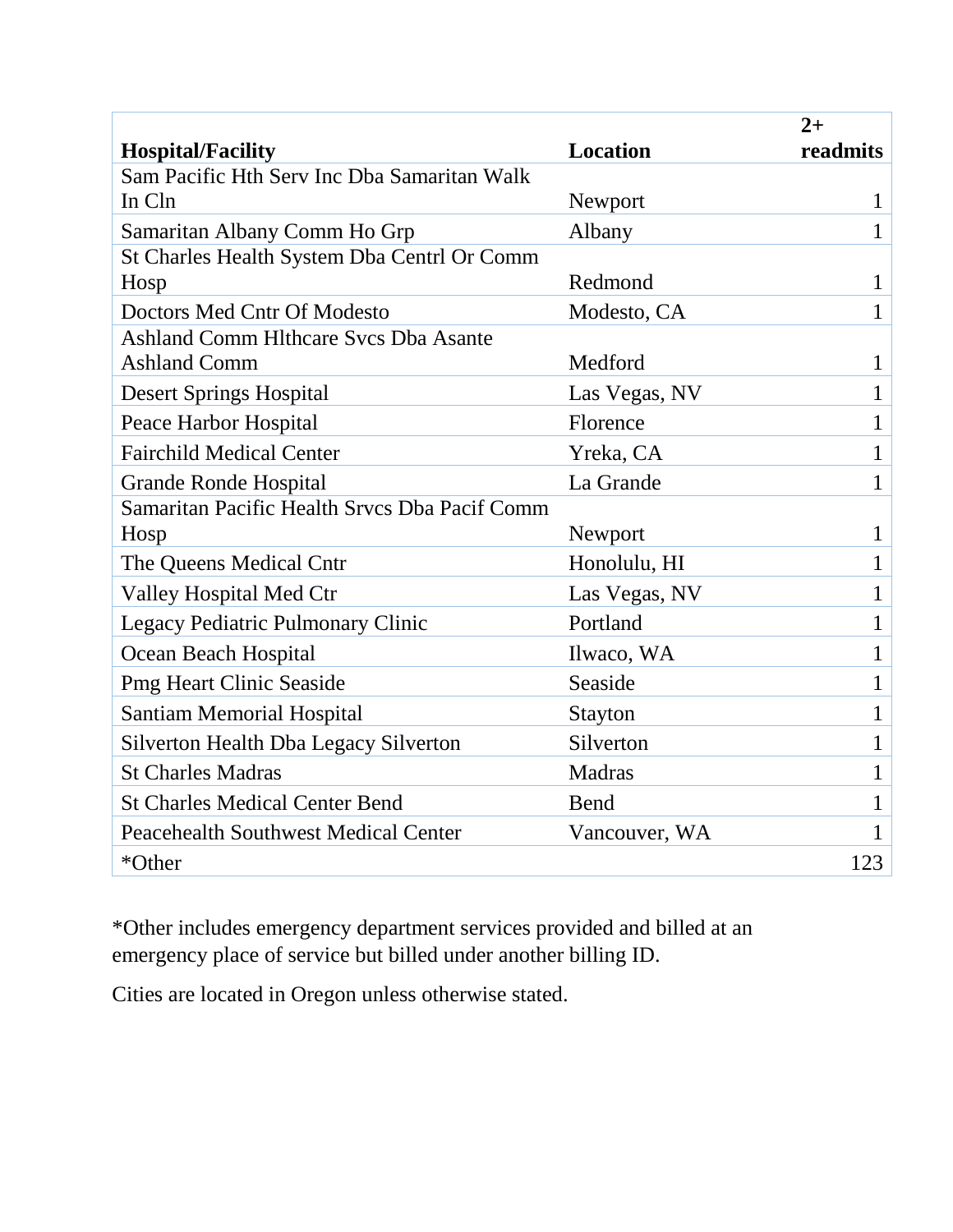| Hospital/Facility | Location | 2+ readmits |
|---|---|---|
| Sam Pacific Hth Serv Inc Dba Samaritan Walk In Cln | Newport | 1 |
| Samaritan Albany Comm Ho Grp | Albany | 1 |
| St Charles Health System Dba Centrl Or Comm Hosp | Redmond | 1 |
| Doctors Med Cntr Of Modesto | Modesto, CA | 1 |
| Ashland Comm Hlthcare Svcs Dba Asante Ashland Comm | Medford | 1 |
| Desert Springs Hospital | Las Vegas, NV | 1 |
| Peace Harbor Hospital | Florence | 1 |
| Fairchild Medical Center | Yreka, CA | 1 |
| Grande Ronde Hospital | La Grande | 1 |
| Samaritan Pacific Health Srvcs Dba Pacif Comm Hosp | Newport | 1 |
| The Queens Medical Cntr | Honolulu, HI | 1 |
| Valley Hospital Med Ctr | Las Vegas, NV | 1 |
| Legacy Pediatric Pulmonary Clinic | Portland | 1 |
| Ocean Beach Hospital | Ilwaco, WA | 1 |
| Pmg Heart Clinic Seaside | Seaside | 1 |
| Santiam Memorial Hospital | Stayton | 1 |
| Silverton Health Dba Legacy Silverton | Silverton | 1 |
| St Charles Madras | Madras | 1 |
| St Charles Medical Center Bend | Bend | 1 |
| Peacehealth Southwest Medical Center | Vancouver, WA | 1 |
| *Other | | 123 |

*Other includes emergency department services provided and billed at an emergency place of service but billed under another billing ID.

Cities are located in Oregon unless otherwise stated.